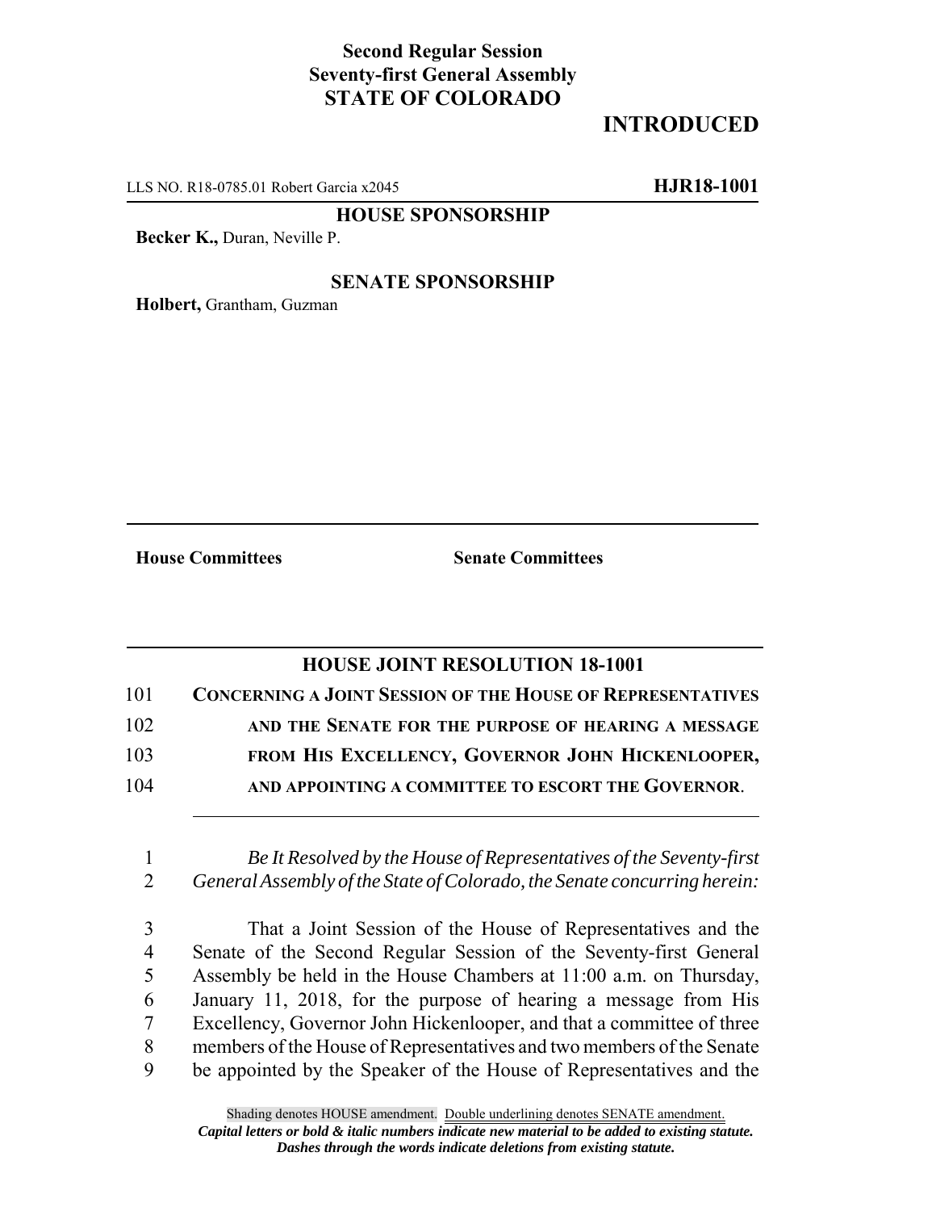**Second Regular Session**
**Seventy-first General Assembly**
**STATE OF COLORADO**

# INTRODUCED

LLS NO. R18-0785.01 Robert Garcia x2045 **HJR18-1001**

**HOUSE SPONSORSHIP**

**Becker K.,** Duran, Neville P.

**SENATE SPONSORSHIP**

**Holbert,** Grantham, Guzman

**House Committees** **Senate Committees**

## HOUSE JOINT RESOLUTION 18-1001

101 **CONCERNING A JOINT SESSION OF THE HOUSE OF REPRESENTATIVES**
102 **AND THE SENATE FOR THE PURPOSE OF HEARING A MESSAGE**
103 **FROM HIS EXCELLENCY, GOVERNOR JOHN HICKENLOOPER,**
104 **AND APPOINTING A COMMITTEE TO ESCORT THE GOVERNOR**.

1 *Be It Resolved by the House of Representatives of the Seventy-first*
2 *General Assembly of the State of Colorado, the Senate concurring herein:*

3 That a Joint Session of the House of Representatives and the
4 Senate of the Second Regular Session of the Seventy-first General
5 Assembly be held in the House Chambers at 11:00 a.m. on Thursday,
6 January 11, 2018, for the purpose of hearing a message from His
7 Excellency, Governor John Hickenlooper, and that a committee of three
8 members of the House of Representatives and two members of the Senate
9 be appointed by the Speaker of the House of Representatives and the

Shading denotes HOUSE amendment. Double underlining denotes SENATE amendment.
***Capital letters or bold & italic numbers indicate new material to be added to existing statute.***
***Dashes through the words indicate deletions from existing statute.***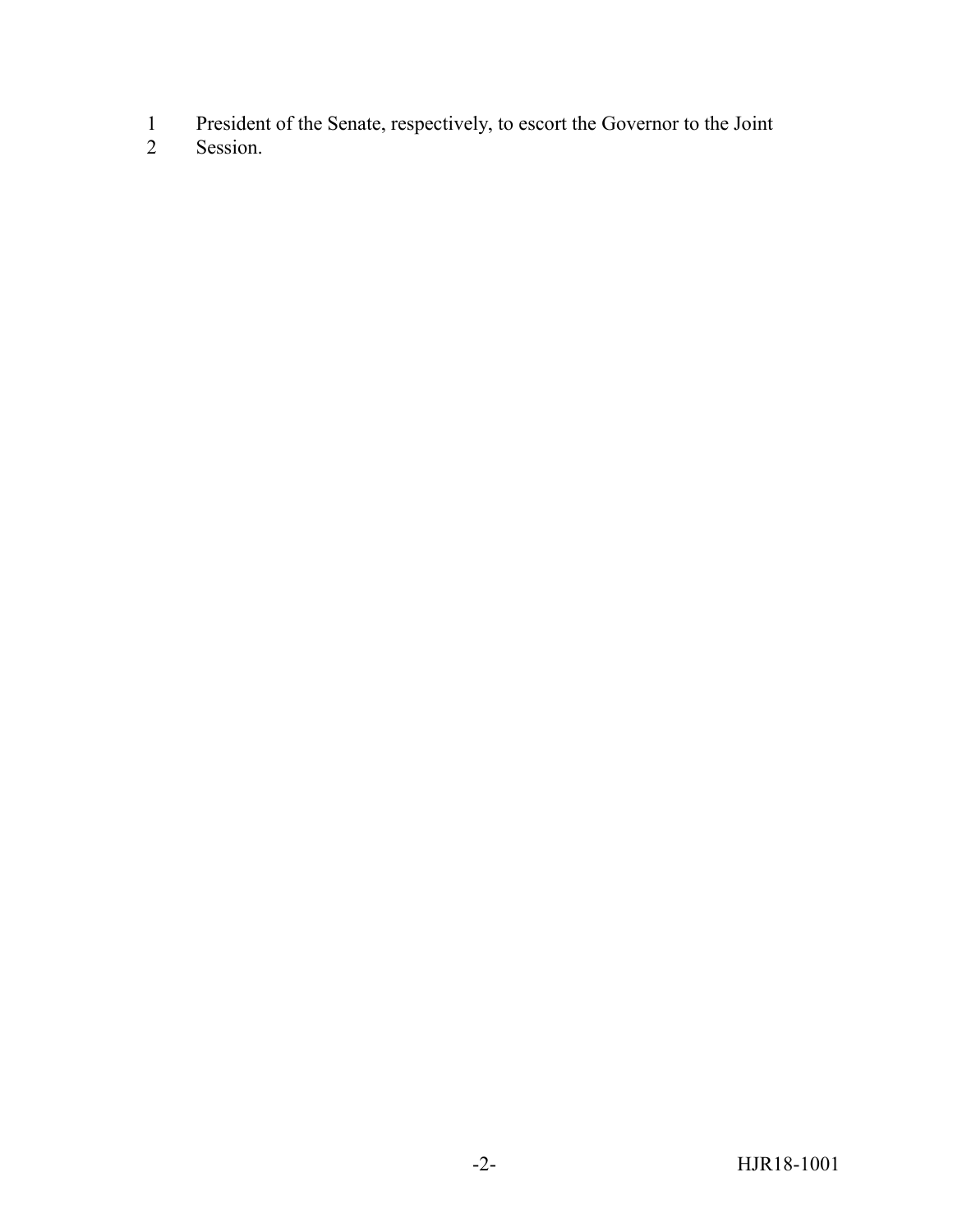President of the Senate, respectively, to escort the Governor to the Joint Session.